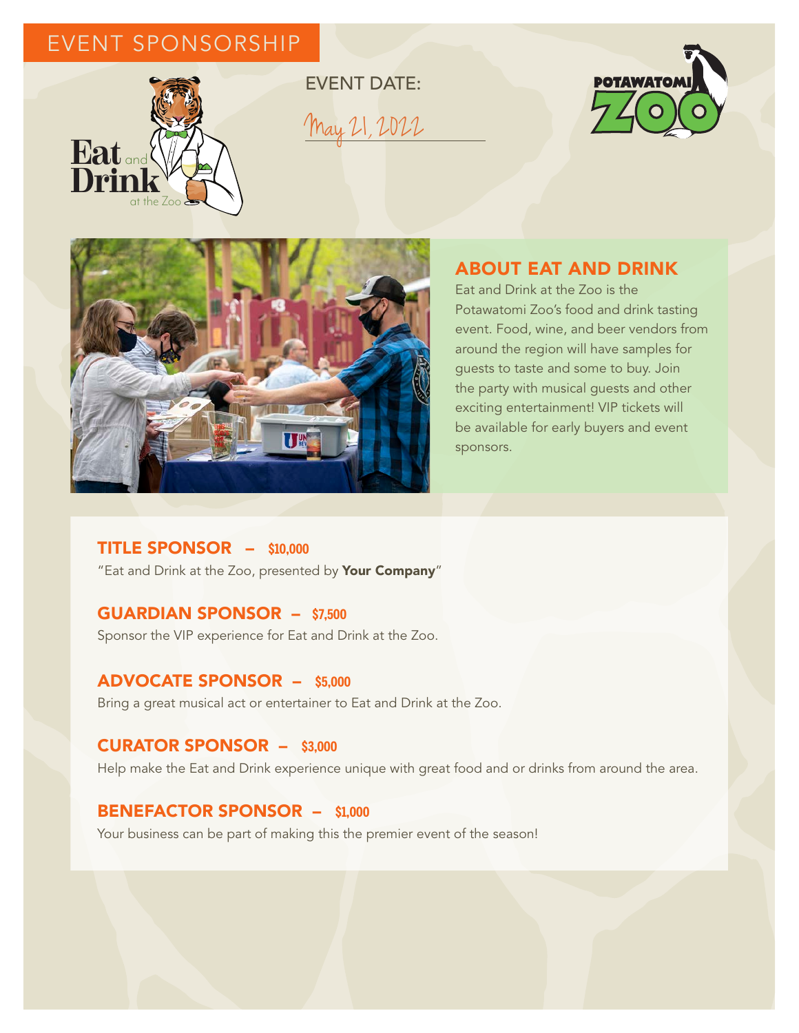# EVENT SPONSORSHIP

Eat and Drink at the Zoo

EVENT DATE: May 21, 2022

POTAWATOMI ZOO

## ABOUT EAT AND DRINK

Eat and Drink at the Zoo is the Potawatomi Zoo's food and drink tasting event. Food, wine, and beer vendors from around the region will have samples for guests to taste and some to buy. Join the party with musical guests and other exciting entertainment! VIP tickets will be available for early buyers and event sponsors.

### TITLE SPONSOR – $10,000

"Eat and Drink at the Zoo, presented by **Your Company**"

### GUARDIAN SPONSOR – $7,500

Sponsor the VIP experience for Eat and Drink at the Zoo.

### ADVOCATE SPONSOR – $5,000

Bring a great musical act or entertainer to Eat and Drink at the Zoo.

### CURATOR SPONSOR – $3,000

Help make the Eat and Drink experience unique with great food and or drinks from around the area.

### BENEFACTOR SPONSOR – $1,000

Your business can be part of making this the premier event of the season!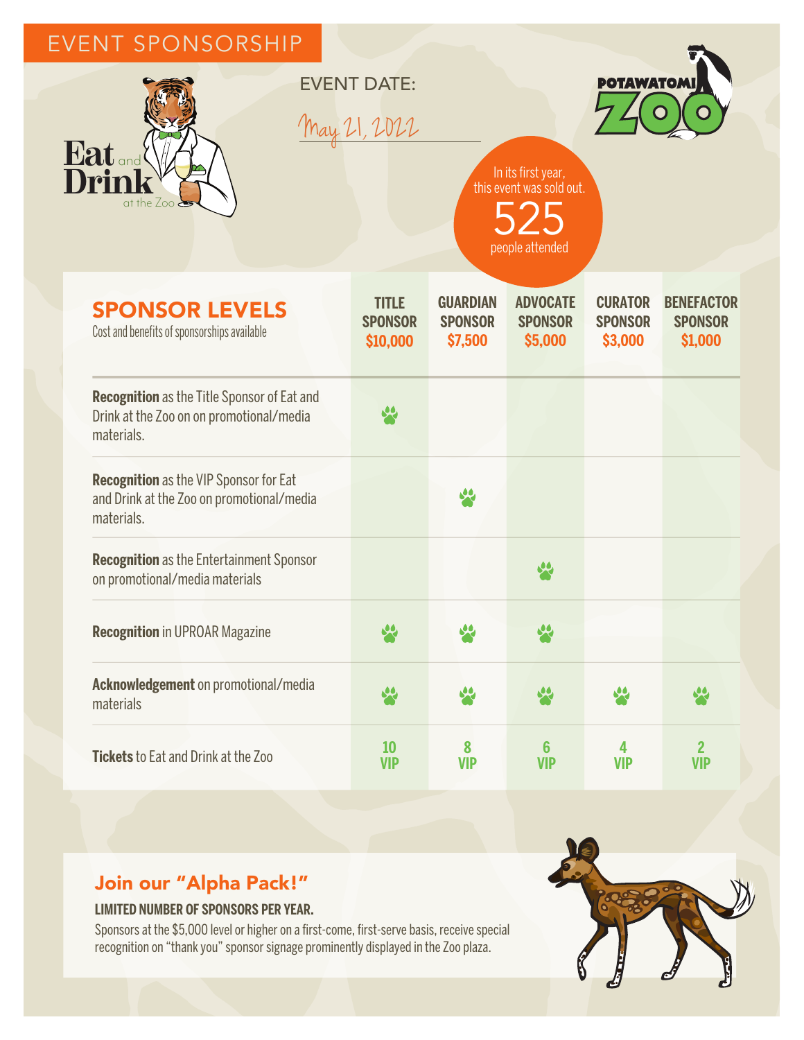# EVENT SPONSORSHIP

**Eat and Drink at the Zoo**

EVENT DATE:

May 21, 2022

POTAWATOMI ZOO

In its first year, this event was sold out.

525 people attended

## SPONSOR LEVELS

Cost and benefits of sponsorships available

| | TITLE SPONSOR $10,000 | GUARDIAN SPONSOR $7,500 | ADVOCATE SPONSOR $5,000 | CURATOR SPONSOR $3,000 | BENEFACTOR SPONSOR $1,000 |
|---|---|---|---|---|---|
| **Recognition** as the Title Sponsor of Eat and Drink at the Zoo on on promotional/media materials. | ✓ | | | | |
| **Recognition** as the VIP Sponsor for Eat and Drink at the Zoo on promotional/media materials. | | ✓ | | | |
| **Recognition** as the Entertainment Sponsor on promotional/media materials | | | ✓ | | |
| **Recognition** in UPROAR Magazine | ✓ | ✓ | ✓ | | |
| **Acknowledgement** on promotional/media materials | ✓ | ✓ | ✓ | ✓ | ✓ |
| **Tickets** to Eat and Drink at the Zoo | 10 VIP | 8 VIP | 6 VIP | 4 VIP | 2 VIP |

## Join our "Alpha Pack!"

**LIMITED NUMBER OF SPONSORS PER YEAR.**

Sponsors at the $5,000 level or higher on a first-come, first-serve basis, receive special recognition on "thank you" sponsor signage prominently displayed in the Zoo plaza.